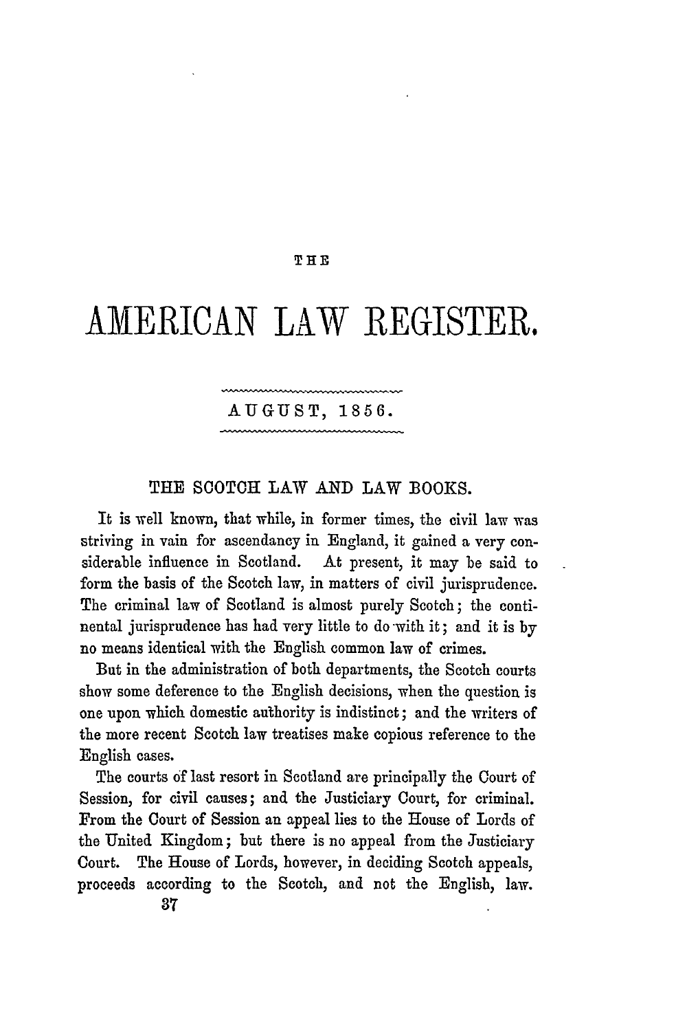# THE AMERICAN LAW REGISTER.

AUGUST, 1856.

## THE SCOTCH LAW AND LAW BOOKS.

It is well known, that while, in former times, the civil law was striving in vain for ascendancy in England, it gained a very considerable influence in Scotland. At present, it may be said to form the basis of the Scotch law, in matters of civil jurisprudence. The criminal law of Scotland is almost purely Scotch; the continental jurisprudence has had very little to do with it; and it is by no means identical with the English common law of crimes.

But in the administration of both departments, the Scotch courts show some deference to the English decisions, when the question is one upon which domestic authority is indistinct; and the writers of the more recent Scotch law treatises make copious reference to the English cases.

The courts of last resort in Scotland are principally the Court of Session, for civil causes; and the Justiciary Court, for criminal. From the Court of Session an appeal lies to the House of Lords of the United Kingdom; but there is no appeal from the Justiciary Court. The House of Lords, however, in deciding Scotch appeals, proceeds according to the Scotch, and not the English, law.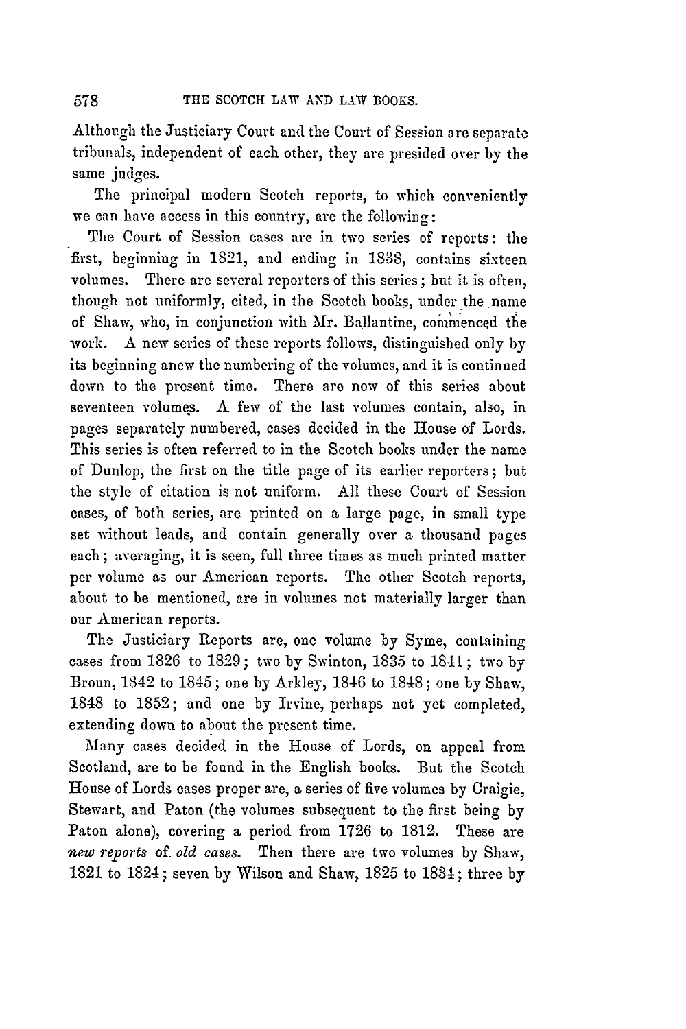Although the Justiciary Court and the Court of Session are separate tribunals, independent of each other, they are presided over by the same judges.

The principal modern Scotch reports, to which conveniently we can have access in this country, are the following:

The Court of Session cases are in two series of reports: the first, beginning in 1821, and ending in 1838, contains sixteen volumes. There are several reporters of this series; but it is often, though not uniformly, cited, in the Scotch books, under the name of Shaw, who, in conjunction with Mr. Ballantine, commenced the work. A new series of these reports follows, distinguished only by its beginning anew the numbering of the volumes, and it is continued down to the present time. There are now of this series about seventeen volumes. A few of the last volumes contain, also, in pages separately numbered, cases decided in the House of Lords. This series is often referred to in the Scotch books under the name of Dunlop, the first on the title page of its earlier reporters; but the style of citation is not uniform. All these Court of Session cases, of both series, are printed on a large page, in small type set without leads, and contain generally over a thousand pages each; averaging, it is seen, full three times as much printed matter per volume as our American reports. The other Scotch reports, about to be mentioned, are in volumes not materially larger than our American reports.

The Justiciary Reports are, one volume by Syme, containing cases from 1826 to 1829; two by Swinton, 1835 to 1841; two by Broun, 1842 to 1845; one by Arkley, 1846 to 1848; one by Shaw, 1848 to 1852; and one by Irvine, perhaps not yet completed, extending down to about the present time.

Many cases decided in the House of Lords, on appeal from Scotland, are to be found in the English books. But the Scotch House of Lords cases proper are, a series of five volumes by Craigie, Stewart, and Paton (the volumes subsequent to the first being by Paton alone), covering a period from 1726 to 1812. These are *new reports* of *old cases*. Then there are two volumes by Shaw, 1821 to 1824; seven by Wilson and Shaw, 1825 to 1834; three by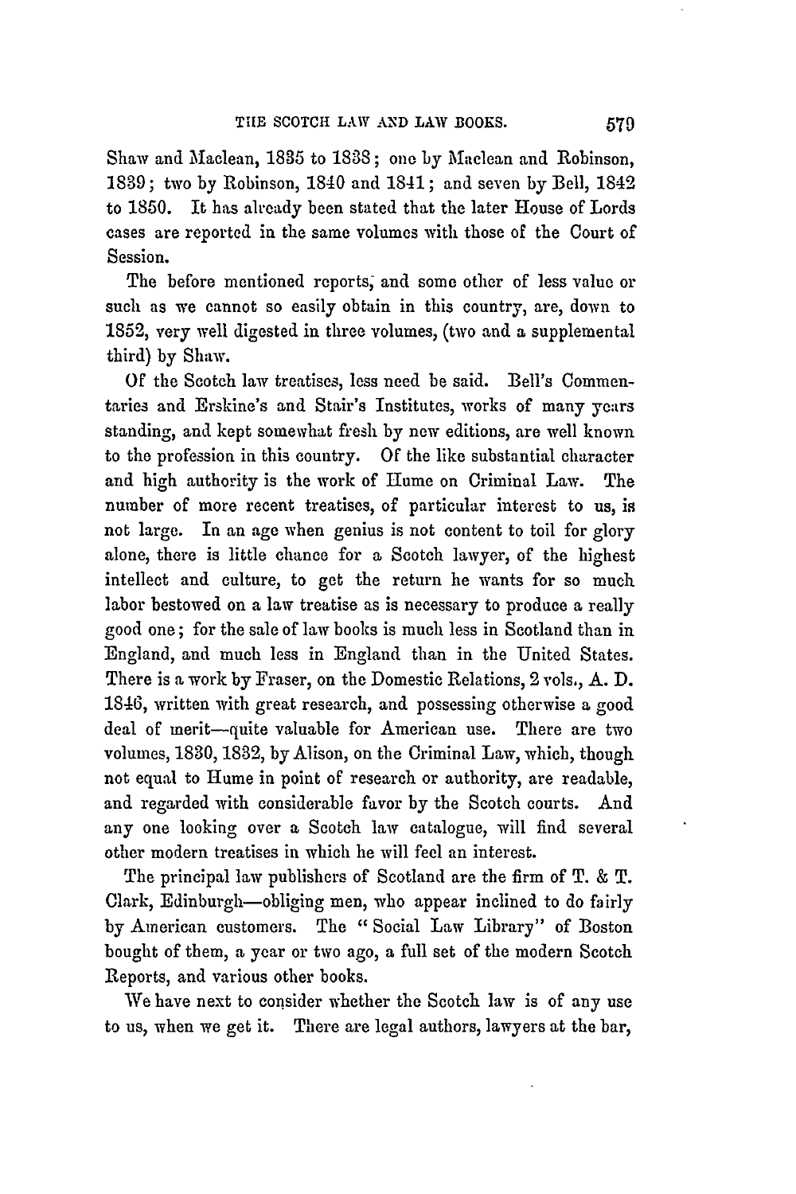Shaw and Maclean, 1835 to 1838; one by Maclean and Robinson, 1839; two by Robinson, 1840 and 1841; and seven by Bell, 1842 to 1850. It has already been stated that the later House of Lords cases are reported in the same volumes with those of the Court of Session.

The before mentioned reports, and some other of less value or such as we cannot so easily obtain in this country, are, down to 1852, very well digested in three volumes, (two and a supplemental third) by Shaw.

Of the Scotch law treatises, less need be said. Bell's Commentaries and Erskine's and Stair's Institutes, works of many years standing, and kept somewhat fresh by new editions, are well known to the profession in this country. Of the like substantial character and high authority is the work of Hume on Criminal Law. The number of more recent treatises, of particular interest to us, is not large. In an age when genius is not content to toil for glory alone, there is little chance for a Scotch lawyer, of the highest intellect and culture, to get the return he wants for so much labor bestowed on a law treatise as is necessary to produce a really good one; for the sale of law books is much less in Scotland than in England, and much less in England than in the United States. There is a work by Fraser, on the Domestic Relations, 2 vols., A. D. 1846, written with great research, and possessing otherwise a good deal of merit—quite valuable for American use. There are two volumes, 1830, 1832, by Alison, on the Criminal Law, which, though not equal to Hume in point of research or authority, are readable, and regarded with considerable favor by the Scotch courts. And any one looking over a Scotch law catalogue, will find several other modern treatises in which he will feel an interest.

The principal law publishers of Scotland are the firm of T. & T. Clark, Edinburgh—obliging men, who appear inclined to do fairly by American customers. The "Social Law Library" of Boston bought of them, a year or two ago, a full set of the modern Scotch Reports, and various other books.

We have next to consider whether the Scotch law is of any use to us, when we get it. There are legal authors, lawyers at the bar,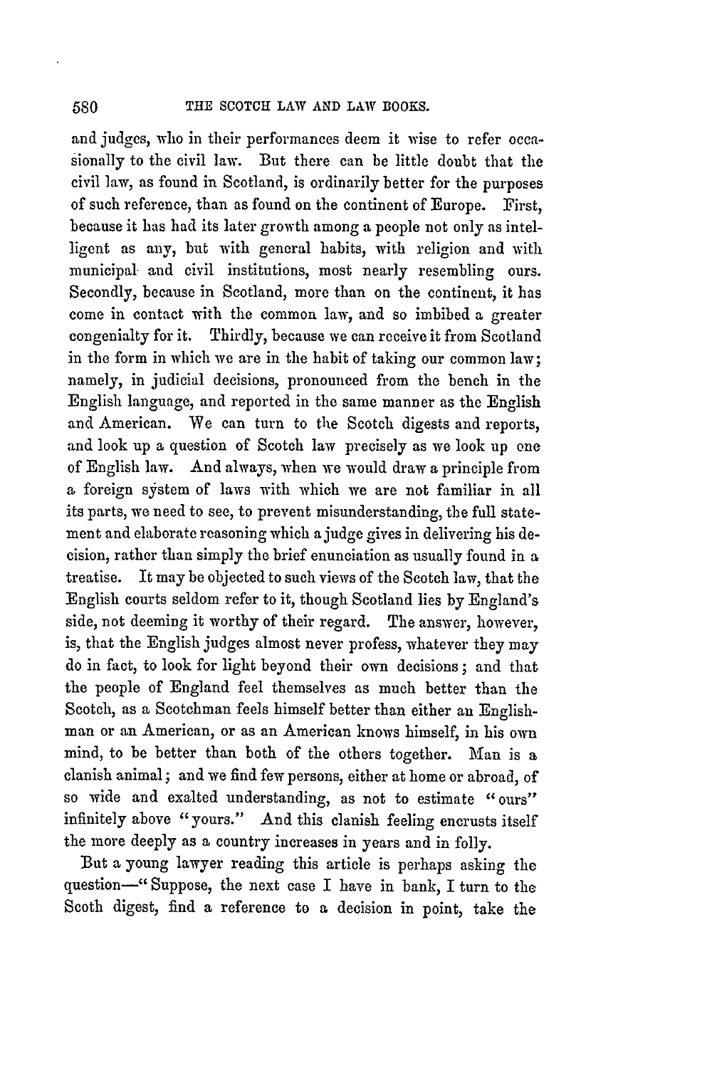and judges, who in their performances deem it wise to refer occasionally to the civil law. But there can be little doubt that the civil law, as found in Scotland, is ordinarily better for the purposes of such reference, than as found on the continent of Europe. First, because it has had its later growth among a people not only as intelligent as any, but with general habits, with religion and with municipal and civil institutions, most nearly resembling ours. Secondly, because in Scotland, more than on the continent, it has come in contact with the common law, and so imbibed a greater congenialty for it. Thirdly, because we can receive it from Scotland in the form in which we are in the habit of taking our common law; namely, in judicial decisions, pronounced from the bench in the English language, and reported in the same manner as the English and American. We can turn to the Scotch digests and reports, and look up a question of Scotch law precisely as we look up one of English law. And always, when we would draw a principle from a foreign system of laws with which we are not familiar in all its parts, we need to see, to prevent misunderstanding, the full statement and elaborate reasoning which a judge gives in delivering his decision, rather than simply the brief enunciation as usually found in a treatise. It may be objected to such views of the Scotch law, that the English courts seldom refer to it, though Scotland lies by England's side, not deeming it worthy of their regard. The answer, however, is, that the English judges almost never profess, whatever they may do in fact, to look for light beyond their own decisions; and that the people of England feel themselves as much better than the Scotch, as a Scotchman feels himself better than either an Englishman or an American, or as an American knows himself, in his own mind, to be better than both of the others together. Man is a clanish animal; and we find few persons, either at home or abroad, of so wide and exalted understanding, as not to estimate "ours" infinitely above "yours." And this clanish feeling encrusts itself the more deeply as a country increases in years and in folly.

But a young lawyer reading this article is perhaps asking the question—"Suppose, the next case I have in bank, I turn to the Scoth digest, find a reference to a decision in point, take the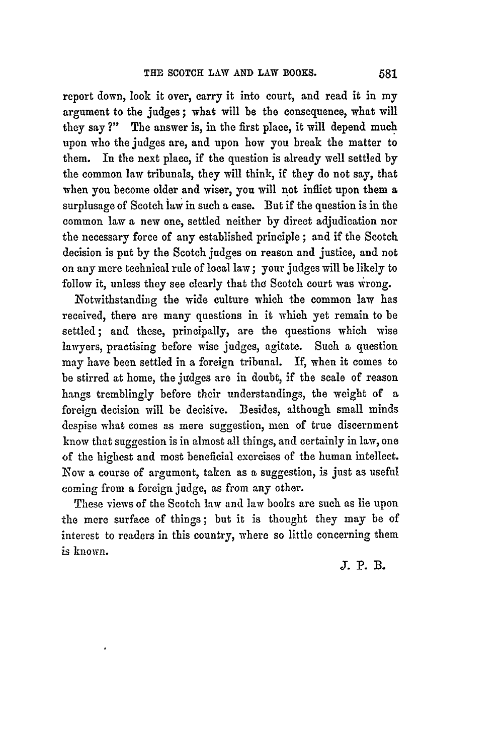report down, look it over, carry it into court, and read it in my argument to the judges; what will be the consequence, what will they say?" The answer is, in the first place, it will depend much upon who the judges are, and upon how you break the matter to them. In the next place, if the question is already well settled by the common law tribunals, they will think, if they do not say, that when you become older and wiser, you will not inflict upon them a surplusage of Scotch law in such a case. But if the question is in the common law a new one, settled neither by direct adjudication nor the necessary force of any established principle; and if the Scotch decision is put by the Scotch judges on reason and justice, and not on any mere technical rule of local law; your judges will be likely to follow it, unless they see clearly that the Scotch court was wrong.

Notwithstanding the wide culture which the common law has received, there are many questions in it which yet remain to be settled; and these, principally, are the questions which wise lawyers, practising before wise judges, agitate. Such a question may have been settled in a foreign tribunal. If, when it comes to be stirred at home, the judges are in doubt, if the scale of reason hangs tremblingly before their understandings, the weight of a foreign decision will be decisive. Besides, although small minds despise what comes as mere suggestion, men of true discernment know that suggestion is in almost all things, and certainly in law, one of the highest and most beneficial exercises of the human intellect. Now a course of argument, taken as a suggestion, is just as useful coming from a foreign judge, as from any other.

These views of the Scotch law and law books are such as lie upon the mere surface of things; but it is thought they may be of interest to readers in this country, where so little concerning them is known.

J. P. B.